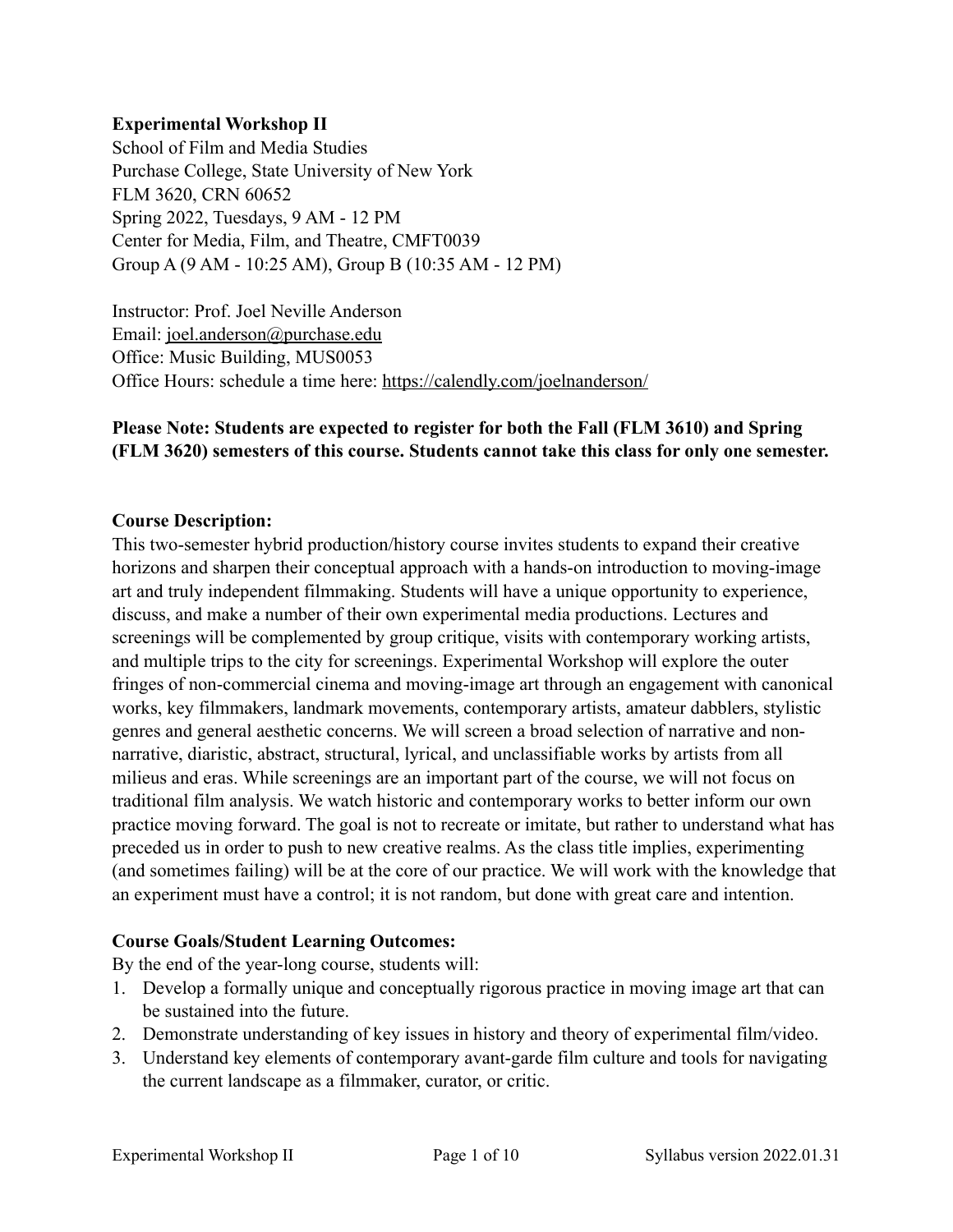**Experimental Workshop II**
School of Film and Media Studies
Purchase College, State University of New York
FLM 3620, CRN 60652
Spring 2022, Tuesdays, 9 AM - 12 PM
Center for Media, Film, and Theatre, CMFT0039
Group A (9 AM - 10:25 AM), Group B (10:35 AM - 12 PM)

Instructor: Prof. Joel Neville Anderson
Email: joel.anderson@purchase.edu
Office: Music Building, MUS0053
Office Hours: schedule a time here: https://calendly.com/joelnanderson/

**Please Note: Students are expected to register for both the Fall (FLM 3610) and Spring (FLM 3620) semesters of this course. Students cannot take this class for only one semester.**

**Course Description:**
This two-semester hybrid production/history course invites students to expand their creative horizons and sharpen their conceptual approach with a hands-on introduction to moving-image art and truly independent filmmaking. Students will have a unique opportunity to experience, discuss, and make a number of their own experimental media productions. Lectures and screenings will be complemented by group critique, visits with contemporary working artists, and multiple trips to the city for screenings. Experimental Workshop will explore the outer fringes of non-commercial cinema and moving-image art through an engagement with canonical works, key filmmakers, landmark movements, contemporary artists, amateur dabblers, stylistic genres and general aesthetic concerns. We will screen a broad selection of narrative and non-narrative, diaristic, abstract, structural, lyrical, and unclassifiable works by artists from all milieus and eras. While screenings are an important part of the course, we will not focus on traditional film analysis. We watch historic and contemporary works to better inform our own practice moving forward. The goal is not to recreate or imitate, but rather to understand what has preceded us in order to push to new creative realms. As the class title implies, experimenting (and sometimes failing) will be at the core of our practice. We will work with the knowledge that an experiment must have a control; it is not random, but done with great care and intention.

**Course Goals/Student Learning Outcomes:**
By the end of the year-long course, students will:

1. Develop a formally unique and conceptually rigorous practice in moving image art that can be sustained into the future.
2. Demonstrate understanding of key issues in history and theory of experimental film/video.
3. Understand key elements of contemporary avant-garde film culture and tools for navigating the current landscape as a filmmaker, curator, or critic.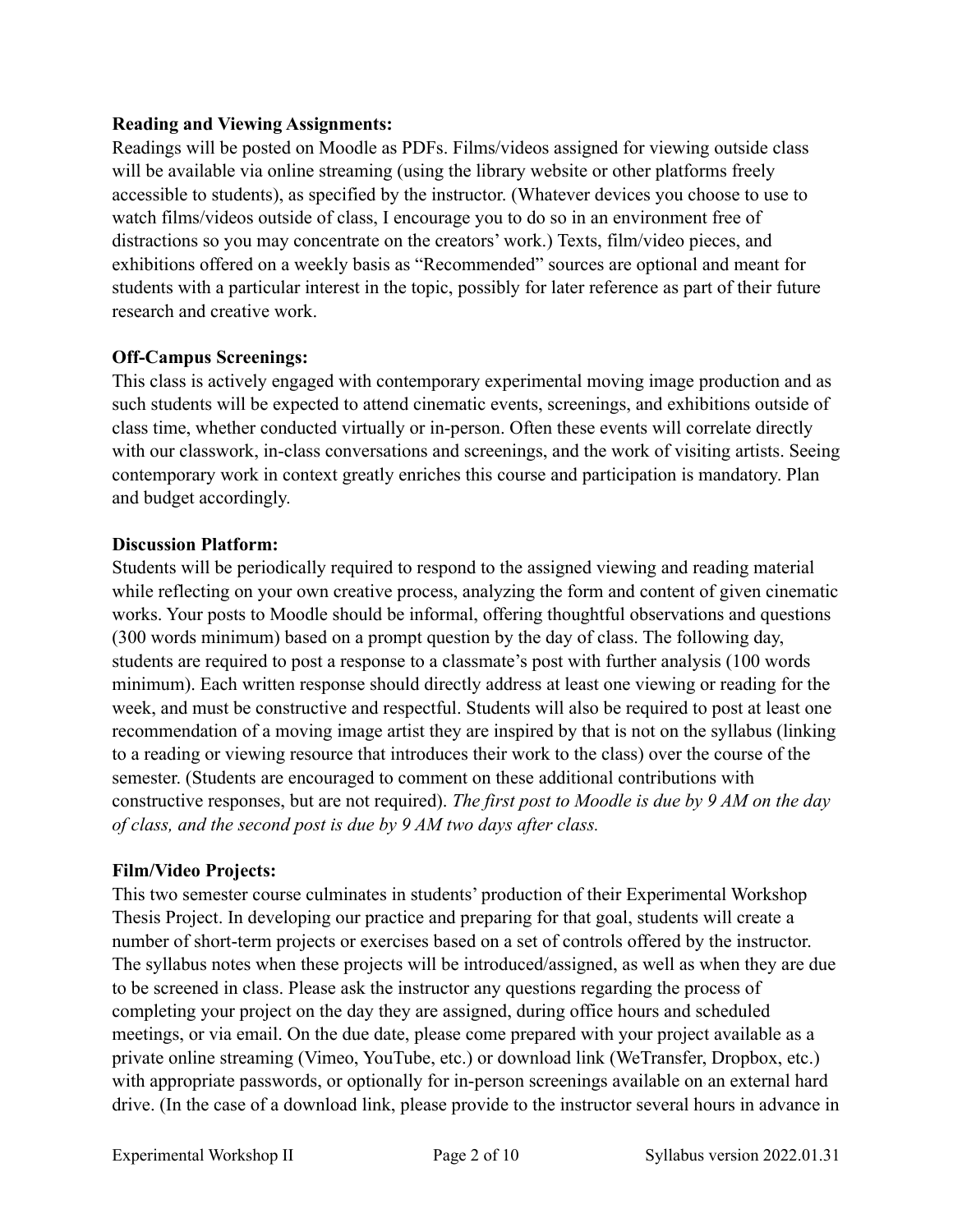**Reading and Viewing Assignments:**
Readings will be posted on Moodle as PDFs. Films/videos assigned for viewing outside class will be available via online streaming (using the library website or other platforms freely accessible to students), as specified by the instructor. (Whatever devices you choose to use to watch films/videos outside of class, I encourage you to do so in an environment free of distractions so you may concentrate on the creators' work.) Texts, film/video pieces, and exhibitions offered on a weekly basis as "Recommended" sources are optional and meant for students with a particular interest in the topic, possibly for later reference as part of their future research and creative work.

**Off-Campus Screenings:**
This class is actively engaged with contemporary experimental moving image production and as such students will be expected to attend cinematic events, screenings, and exhibitions outside of class time, whether conducted virtually or in-person. Often these events will correlate directly with our classwork, in-class conversations and screenings, and the work of visiting artists. Seeing contemporary work in context greatly enriches this course and participation is mandatory. Plan and budget accordingly.

**Discussion Platform:**
Students will be periodically required to respond to the assigned viewing and reading material while reflecting on your own creative process, analyzing the form and content of given cinematic works. Your posts to Moodle should be informal, offering thoughtful observations and questions (300 words minimum) based on a prompt question by the day of class. The following day, students are required to post a response to a classmate's post with further analysis (100 words minimum). Each written response should directly address at least one viewing or reading for the week, and must be constructive and respectful. Students will also be required to post at least one recommendation of a moving image artist they are inspired by that is not on the syllabus (linking to a reading or viewing resource that introduces their work to the class) over the course of the semester. (Students are encouraged to comment on these additional contributions with constructive responses, but are not required). *The first post to Moodle is due by 9 AM on the day of class, and the second post is due by 9 AM two days after class.*

**Film/Video Projects:**
This two semester course culminates in students' production of their Experimental Workshop Thesis Project. In developing our practice and preparing for that goal, students will create a number of short-term projects or exercises based on a set of controls offered by the instructor. The syllabus notes when these projects will be introduced/assigned, as well as when they are due to be screened in class. Please ask the instructor any questions regarding the process of completing your project on the day they are assigned, during office hours and scheduled meetings, or via email. On the due date, please come prepared with your project available as a private online streaming (Vimeo, YouTube, etc.) or download link (WeTransfer, Dropbox, etc.) with appropriate passwords, or optionally for in-person screenings available on an external hard drive. (In the case of a download link, please provide to the instructor several hours in advance in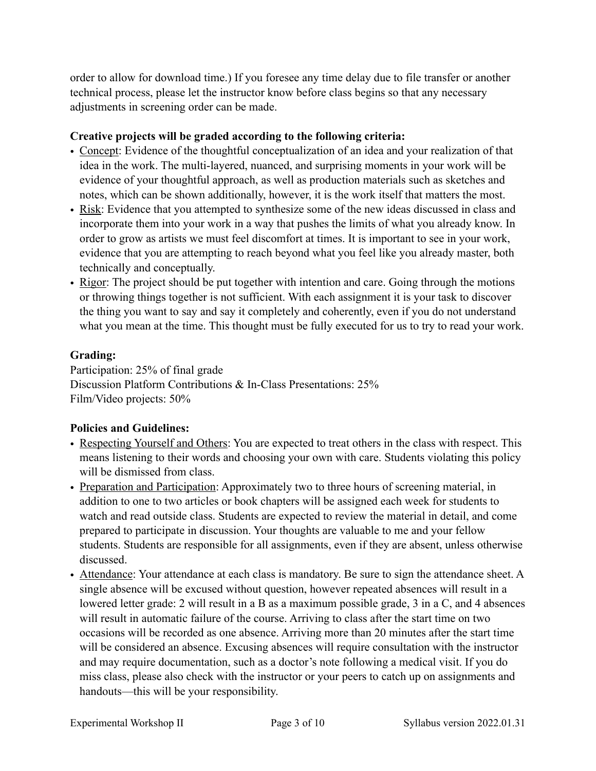order to allow for download time.) If you foresee any time delay due to file transfer or another technical process, please let the instructor know before class begins so that any necessary adjustments in screening order can be made.

**Creative projects will be graded according to the following criteria:**

- Concept: Evidence of the thoughtful conceptualization of an idea and your realization of that idea in the work. The multi-layered, nuanced, and surprising moments in your work will be evidence of your thoughtful approach, as well as production materials such as sketches and notes, which can be shown additionally, however, it is the work itself that matters the most.
- Risk: Evidence that you attempted to synthesize some of the new ideas discussed in class and incorporate them into your work in a way that pushes the limits of what you already know. In order to grow as artists we must feel discomfort at times. It is important to see in your work, evidence that you are attempting to reach beyond what you feel like you already master, both technically and conceptually.
- Rigor: The project should be put together with intention and care. Going through the motions or throwing things together is not sufficient. With each assignment it is your task to discover the thing you want to say and say it completely and coherently, even if you do not understand what you mean at the time. This thought must be fully executed for us to try to read your work.

**Grading:**

Participation: 25% of final grade
Discussion Platform Contributions & In-Class Presentations: 25%
Film/Video projects: 50%

**Policies and Guidelines:**

- Respecting Yourself and Others: You are expected to treat others in the class with respect. This means listening to their words and choosing your own with care. Students violating this policy will be dismissed from class.
- Preparation and Participation: Approximately two to three hours of screening material, in addition to one to two articles or book chapters will be assigned each week for students to watch and read outside class. Students are expected to review the material in detail, and come prepared to participate in discussion. Your thoughts are valuable to me and your fellow students. Students are responsible for all assignments, even if they are absent, unless otherwise discussed.
- Attendance: Your attendance at each class is mandatory. Be sure to sign the attendance sheet. A single absence will be excused without question, however repeated absences will result in a lowered letter grade: 2 will result in a B as a maximum possible grade, 3 in a C, and 4 absences will result in automatic failure of the course. Arriving to class after the start time on two occasions will be recorded as one absence. Arriving more than 20 minutes after the start time will be considered an absence. Excusing absences will require consultation with the instructor and may require documentation, such as a doctor's note following a medical visit. If you do miss class, please also check with the instructor or your peers to catch up on assignments and handouts—this will be your responsibility.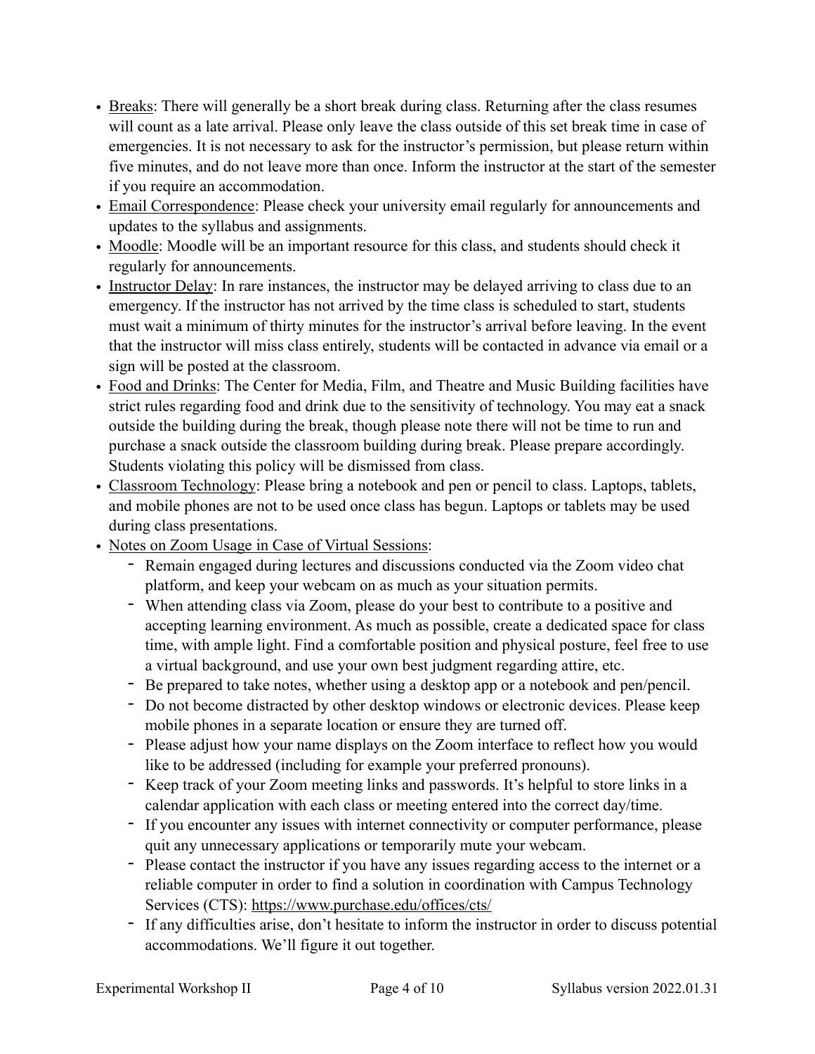- Breaks: There will generally be a short break during class. Returning after the class resumes will count as a late arrival. Please only leave the class outside of this set break time in case of emergencies. It is not necessary to ask for the instructor's permission, but please return within five minutes, and do not leave more than once. Inform the instructor at the start of the semester if you require an accommodation.
- Email Correspondence: Please check your university email regularly for announcements and updates to the syllabus and assignments.
- Moodle: Moodle will be an important resource for this class, and students should check it regularly for announcements.
- Instructor Delay: In rare instances, the instructor may be delayed arriving to class due to an emergency. If the instructor has not arrived by the time class is scheduled to start, students must wait a minimum of thirty minutes for the instructor's arrival before leaving. In the event that the instructor will miss class entirely, students will be contacted in advance via email or a sign will be posted at the classroom.
- Food and Drinks: The Center for Media, Film, and Theatre and Music Building facilities have strict rules regarding food and drink due to the sensitivity of technology. You may eat a snack outside the building during the break, though please note there will not be time to run and purchase a snack outside the classroom building during break. Please prepare accordingly. Students violating this policy will be dismissed from class.
- Classroom Technology: Please bring a notebook and pen or pencil to class. Laptops, tablets, and mobile phones are not to be used once class has begun. Laptops or tablets may be used during class presentations.
- Notes on Zoom Usage in Case of Virtual Sessions:
    - Remain engaged during lectures and discussions conducted via the Zoom video chat platform, and keep your webcam on as much as your situation permits.
    - When attending class via Zoom, please do your best to contribute to a positive and accepting learning environment. As much as possible, create a dedicated space for class time, with ample light. Find a comfortable position and physical posture, feel free to use a virtual background, and use your own best judgment regarding attire, etc.
    - Be prepared to take notes, whether using a desktop app or a notebook and pen/pencil.
    - Do not become distracted by other desktop windows or electronic devices. Please keep mobile phones in a separate location or ensure they are turned off.
    - Please adjust how your name displays on the Zoom interface to reflect how you would like to be addressed (including for example your preferred pronouns).
    - Keep track of your Zoom meeting links and passwords. It's helpful to store links in a calendar application with each class or meeting entered into the correct day/time.
    - If you encounter any issues with internet connectivity or computer performance, please quit any unnecessary applications or temporarily mute your webcam.
    - Please contact the instructor if you have any issues regarding access to the internet or a reliable computer in order to find a solution in coordination with Campus Technology Services (CTS): https://www.purchase.edu/offices/cts/
    - If any difficulties arise, don't hesitate to inform the instructor in order to discuss potential accommodations. We'll figure it out together.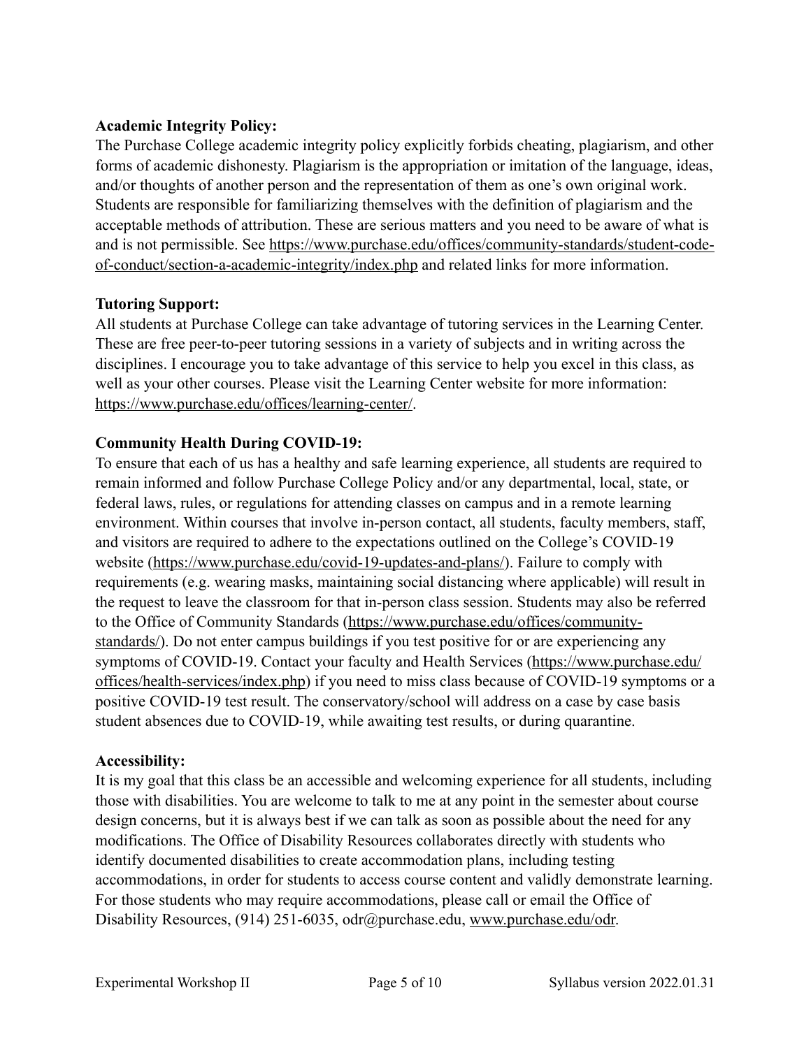**Academic Integrity Policy:**

The Purchase College academic integrity policy explicitly forbids cheating, plagiarism, and other forms of academic dishonesty. Plagiarism is the appropriation or imitation of the language, ideas, and/or thoughts of another person and the representation of them as one's own original work. Students are responsible for familiarizing themselves with the definition of plagiarism and the acceptable methods of attribution. These are serious matters and you need to be aware of what is and is not permissible. See https://www.purchase.edu/offices/community-standards/student-code-of-conduct/section-a-academic-integrity/index.php and related links for more information.

**Tutoring Support:**

All students at Purchase College can take advantage of tutoring services in the Learning Center. These are free peer-to-peer tutoring sessions in a variety of subjects and in writing across the disciplines. I encourage you to take advantage of this service to help you excel in this class, as well as your other courses. Please visit the Learning Center website for more information: https://www.purchase.edu/offices/learning-center/.

**Community Health During COVID-19:**

To ensure that each of us has a healthy and safe learning experience, all students are required to remain informed and follow Purchase College Policy and/or any departmental, local, state, or federal laws, rules, or regulations for attending classes on campus and in a remote learning environment. Within courses that involve in-person contact, all students, faculty members, staff, and visitors are required to adhere to the expectations outlined on the College's COVID-19 website (https://www.purchase.edu/covid-19-updates-and-plans/). Failure to comply with requirements (e.g. wearing masks, maintaining social distancing where applicable) will result in the request to leave the classroom for that in-person class session. Students may also be referred to the Office of Community Standards (https://www.purchase.edu/offices/community-standards/). Do not enter campus buildings if you test positive for or are experiencing any symptoms of COVID-19. Contact your faculty and Health Services (https://www.purchase.edu/offices/health-services/index.php) if you need to miss class because of COVID-19 symptoms or a positive COVID-19 test result. The conservatory/school will address on a case by case basis student absences due to COVID-19, while awaiting test results, or during quarantine.

**Accessibility:**

It is my goal that this class be an accessible and welcoming experience for all students, including those with disabilities. You are welcome to talk to me at any point in the semester about course design concerns, but it is always best if we can talk as soon as possible about the need for any modifications. The Office of Disability Resources collaborates directly with students who identify documented disabilities to create accommodation plans, including testing accommodations, in order for students to access course content and validly demonstrate learning. For those students who may require accommodations, please call or email the Office of Disability Resources, (914) 251-6035, odr@purchase.edu, www.purchase.edu/odr.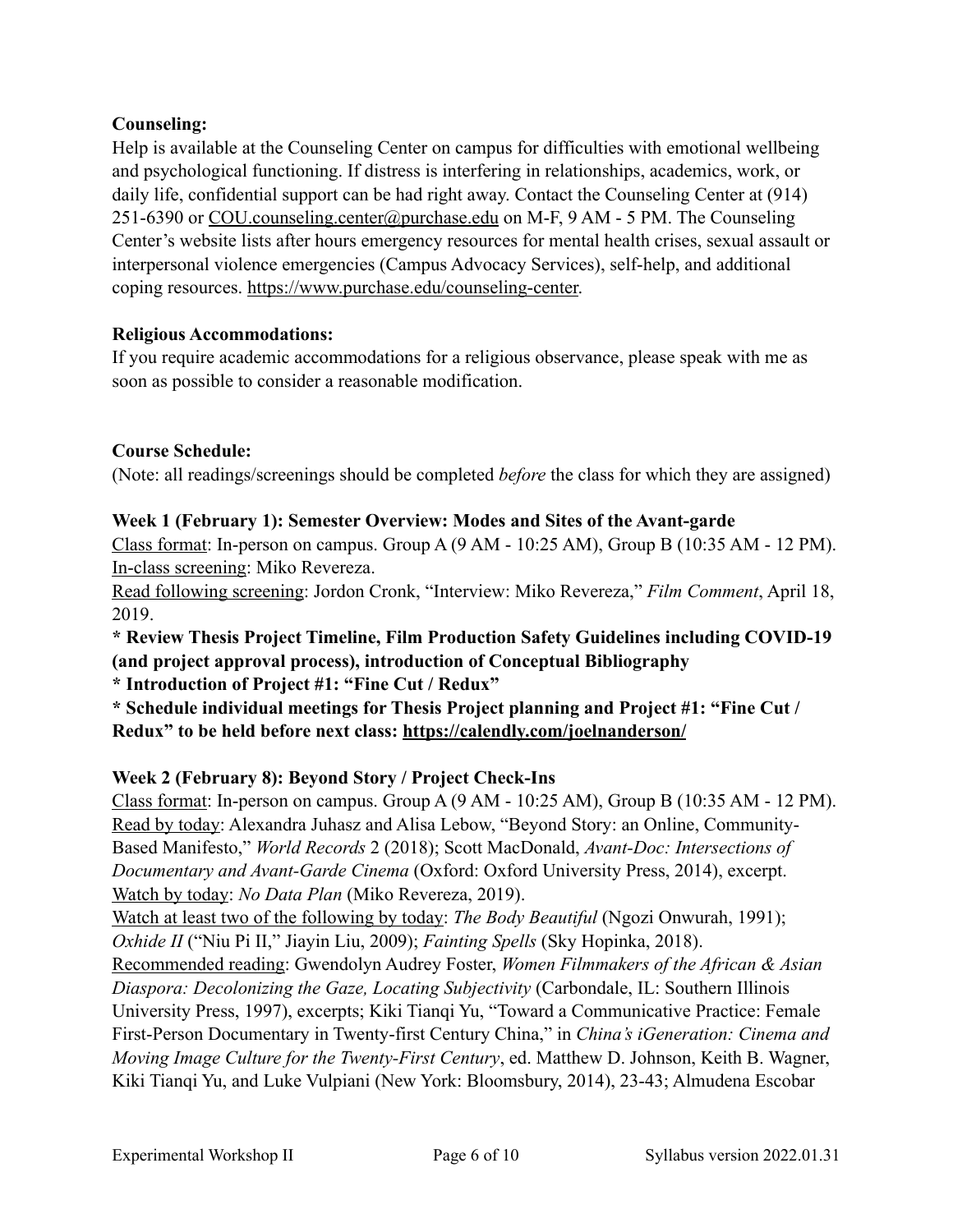**Counseling:**

Help is available at the Counseling Center on campus for difficulties with emotional wellbeing and psychological functioning. If distress is interfering in relationships, academics, work, or daily life, confidential support can be had right away. Contact the Counseling Center at (914) 251-6390 or COU.counseling.center@purchase.edu on M-F, 9 AM - 5 PM. The Counseling Center's website lists after hours emergency resources for mental health crises, sexual assault or interpersonal violence emergencies (Campus Advocacy Services), self-help, and additional coping resources. https://www.purchase.edu/counseling-center.

**Religious Accommodations:**

If you require academic accommodations for a religious observance, please speak with me as soon as possible to consider a reasonable modification.

**Course Schedule:**

(Note: all readings/screenings should be completed *before* the class for which they are assigned)

**Week 1 (February 1): Semester Overview: Modes and Sites of the Avant-garde**

Class format: In-person on campus. Group A (9 AM - 10:25 AM), Group B (10:35 AM - 12 PM).
In-class screening: Miko Revereza.
Read following screening: Jordon Cronk, "Interview: Miko Revereza," *Film Comment*, April 18, 2019.

**\* Review Thesis Project Timeline, Film Production Safety Guidelines including COVID-19 (and project approval process), introduction of Conceptual Bibliography**
**\* Introduction of Project #1: "Fine Cut / Redux"**
**\* Schedule individual meetings for Thesis Project planning and Project #1: "Fine Cut / Redux" to be held before next class: https://calendly.com/joelnanderson/**

**Week 2 (February 8): Beyond Story / Project Check-Ins**

Class format: In-person on campus. Group A (9 AM - 10:25 AM), Group B (10:35 AM - 12 PM).
Read by today: Alexandra Juhasz and Alisa Lebow, "Beyond Story: an Online, Community-Based Manifesto," *World Records* 2 (2018); Scott MacDonald, *Avant-Doc: Intersections of Documentary and Avant-Garde Cinema* (Oxford: Oxford University Press, 2014), excerpt.
Watch by today: *No Data Plan* (Miko Revereza, 2019).
Watch at least two of the following by today: *The Body Beautiful* (Ngozi Onwurah, 1991); *Oxhide II* ("Niu Pi II," Jiayin Liu, 2009); *Fainting Spells* (Sky Hopinka, 2018).
Recommended reading: Gwendolyn Audrey Foster, *Women Filmmakers of the African & Asian Diaspora: Decolonizing the Gaze, Locating Subjectivity* (Carbondale, IL: Southern Illinois University Press, 1997), excerpts; Kiki Tianqi Yu, "Toward a Communicative Practice: Female First-Person Documentary in Twenty-first Century China," in *China's iGeneration: Cinema and Moving Image Culture for the Twenty-First Century*, ed. Matthew D. Johnson, Keith B. Wagner, Kiki Tianqi Yu, and Luke Vulpiani (New York: Bloomsbury, 2014), 23-43; Almudena Escobar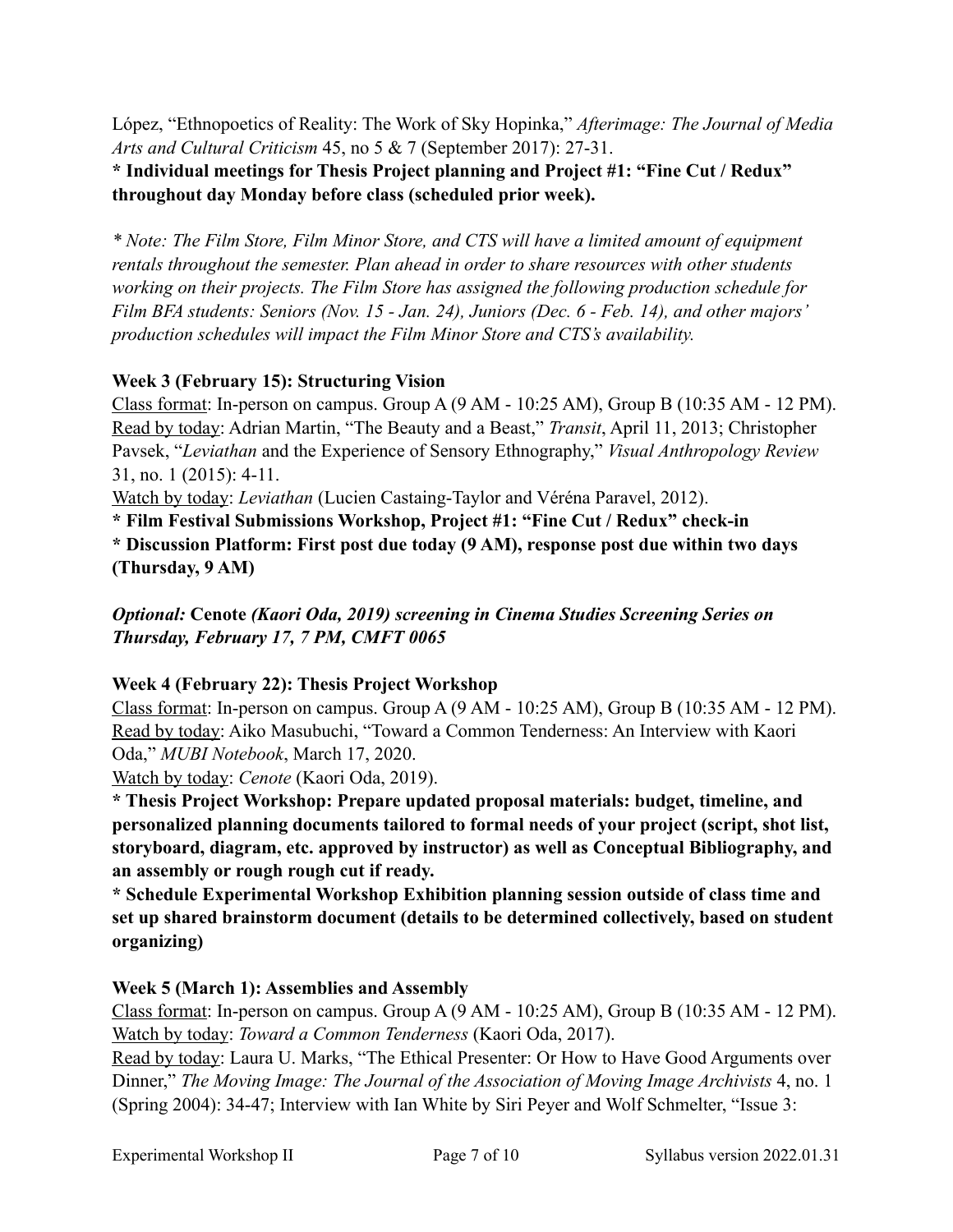López, "Ethnopoetics of Reality: The Work of Sky Hopinka," *Afterimage: The Journal of Media Arts and Cultural Criticism* 45, no 5 & 7 (September 2017): 27-31.

**\* Individual meetings for Thesis Project planning and Project #1: "Fine Cut / Redux" throughout day Monday before class (scheduled prior week).**

*\* Note: The Film Store, Film Minor Store, and CTS will have a limited amount of equipment rentals throughout the semester. Plan ahead in order to share resources with other students working on their projects. The Film Store has assigned the following production schedule for Film BFA students: Seniors (Nov. 15 - Jan. 24), Juniors (Dec. 6 - Feb. 14), and other majors' production schedules will impact the Film Minor Store and CTS's availability.*

**Week 3 (February 15): Structuring Vision**

Class format: In-person on campus. Group A (9 AM - 10:25 AM), Group B (10:35 AM - 12 PM).
Read by today: Adrian Martin, "The Beauty and a Beast," *Transit*, April 11, 2013; Christopher Pavsek, "*Leviathan* and the Experience of Sensory Ethnography," *Visual Anthropology Review* 31, no. 1 (2015): 4-11.
Watch by today: *Leviathan* (Lucien Castaing-Taylor and Véréna Paravel, 2012).

**\* Film Festival Submissions Workshop, Project #1: "Fine Cut / Redux" check-in**
**\* Discussion Platform: First post due today (9 AM), response post due within two days (Thursday, 9 AM)**

***Optional:* Cenote *(Kaori Oda, 2019) screening in Cinema Studies Screening Series on Thursday, February 17, 7 PM, CMFT 0065***

**Week 4 (February 22): Thesis Project Workshop**

Class format: In-person on campus. Group A (9 AM - 10:25 AM), Group B (10:35 AM - 12 PM).
Read by today: Aiko Masubuchi, "Toward a Common Tenderness: An Interview with Kaori Oda," *MUBI Notebook*, March 17, 2020.
Watch by today: *Cenote* (Kaori Oda, 2019).

**\* Thesis Project Workshop: Prepare updated proposal materials: budget, timeline, and personalized planning documents tailored to formal needs of your project (script, shot list, storyboard, diagram, etc. approved by instructor) as well as Conceptual Bibliography, and an assembly or rough rough cut if ready.**
**\* Schedule Experimental Workshop Exhibition planning session outside of class time and set up shared brainstorm document (details to be determined collectively, based on student organizing)**

**Week 5 (March 1): Assemblies and Assembly**

Class format: In-person on campus. Group A (9 AM - 10:25 AM), Group B (10:35 AM - 12 PM).
Watch by today: *Toward a Common Tenderness* (Kaori Oda, 2017).
Read by today: Laura U. Marks, "The Ethical Presenter: Or How to Have Good Arguments over Dinner," *The Moving Image: The Journal of the Association of Moving Image Archivists* 4, no. 1 (Spring 2004): 34-47; Interview with Ian White by Siri Peyer and Wolf Schmelter, "Issue 3: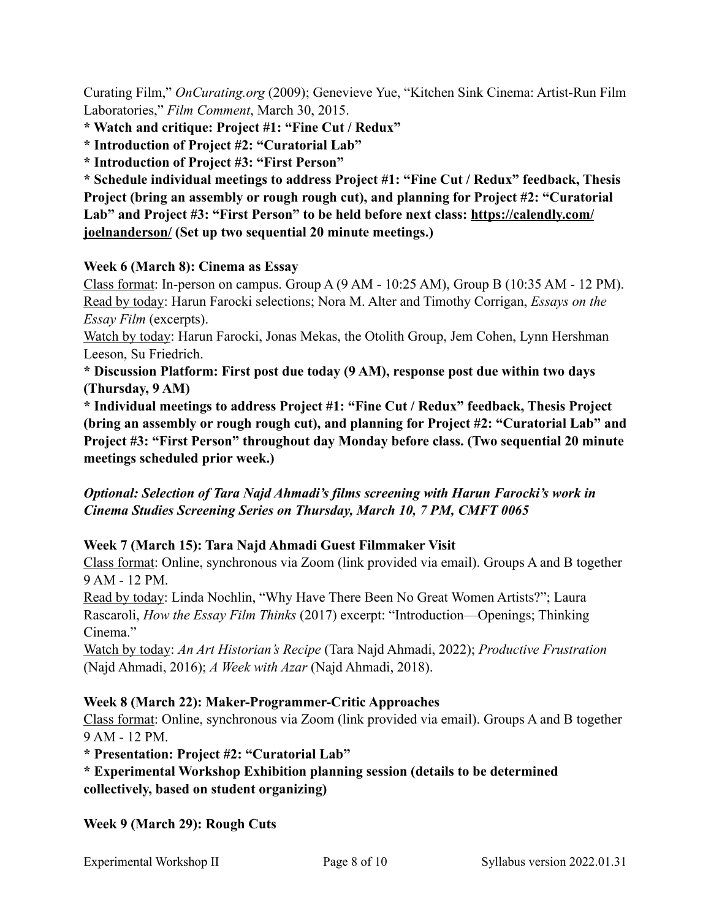Curating Film," *OnCurating.org* (2009); Genevieve Yue, "Kitchen Sink Cinema: Artist-Run Film Laboratories," *Film Comment*, March 30, 2015.

**\* Watch and critique: Project #1: "Fine Cut / Redux"**

**\* Introduction of Project #2: "Curatorial Lab"**

**\* Introduction of Project #3: "First Person"**

**\* Schedule individual meetings to address Project #1: "Fine Cut / Redux" feedback, Thesis Project (bring an assembly or rough rough cut), and planning for Project #2: "Curatorial Lab" and Project #3: "First Person" to be held before next class: [https://calendly.com/joelnanderson/](https://calendly.com/joelnanderson/) (Set up two sequential 20 minute meetings.)**

**Week 6 (March 8): Cinema as Essay**

Class format: In-person on campus. Group A (9 AM - 10:25 AM), Group B (10:35 AM - 12 PM).

Read by today: Harun Farocki selections; Nora M. Alter and Timothy Corrigan, *Essays on the Essay Film* (excerpts).

Watch by today: Harun Farocki, Jonas Mekas, the Otolith Group, Jem Cohen, Lynn Hershman Leeson, Su Friedrich.

**\* Discussion Platform: First post due today (9 AM), response post due within two days (Thursday, 9 AM)**

**\* Individual meetings to address Project #1: "Fine Cut / Redux" feedback, Thesis Project (bring an assembly or rough rough cut), and planning for Project #2: "Curatorial Lab" and Project #3: "First Person" throughout day Monday before class. (Two sequential 20 minute meetings scheduled prior week.)**

***Optional: Selection of Tara Najd Ahmadi's films screening with Harun Farocki's work in Cinema Studies Screening Series on Thursday, March 10, 7 PM, CMFT 0065***

**Week 7 (March 15): Tara Najd Ahmadi Guest Filmmaker Visit**

Class format: Online, synchronous via Zoom (link provided via email). Groups A and B together 9 AM - 12 PM.

Read by today: Linda Nochlin, "Why Have There Been No Great Women Artists?"; Laura Rascaroli, *How the Essay Film Thinks* (2017) excerpt: "Introduction—Openings; Thinking Cinema."

Watch by today: *An Art Historian's Recipe* (Tara Najd Ahmadi, 2022); *Productive Frustration* (Najd Ahmadi, 2016); *A Week with Azar* (Najd Ahmadi, 2018).

**Week 8 (March 22): Maker-Programmer-Critic Approaches**

Class format: Online, synchronous via Zoom (link provided via email). Groups A and B together 9 AM - 12 PM.

**\* Presentation: Project #2: "Curatorial Lab"**

**\* Experimental Workshop Exhibition planning session (details to be determined collectively, based on student organizing)**

**Week 9 (March 29): Rough Cuts**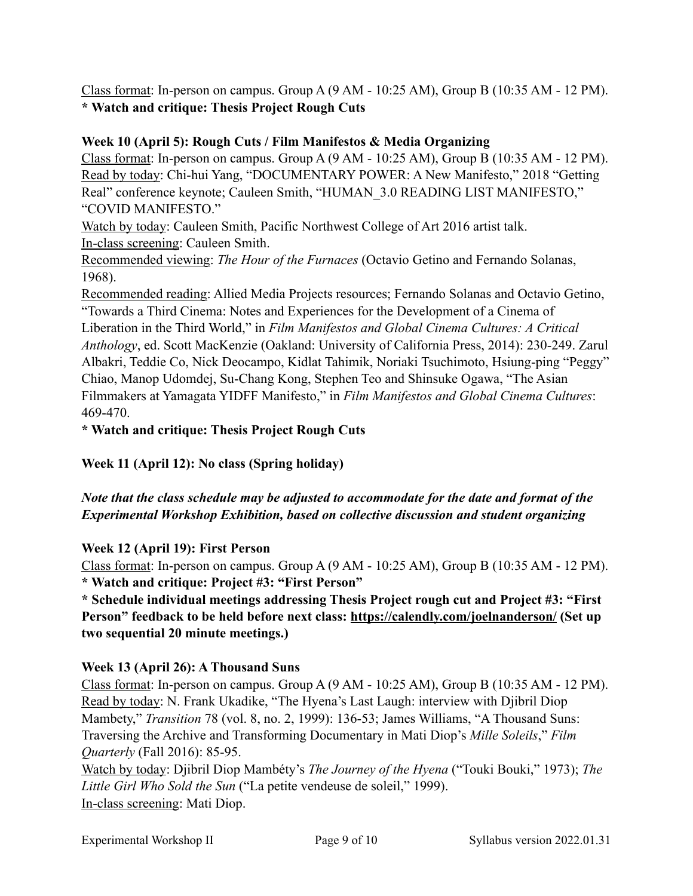Class format: In-person on campus. Group A (9 AM - 10:25 AM), Group B (10:35 AM - 12 PM).
**\* Watch and critique: Thesis Project Rough Cuts**

**Week 10 (April 5): Rough Cuts / Film Manifestos & Media Organizing**
Class format: In-person on campus. Group A (9 AM - 10:25 AM), Group B (10:35 AM - 12 PM).
Read by today: Chi-hui Yang, "DOCUMENTARY POWER: A New Manifesto," 2018 "Getting Real" conference keynote; Cauleen Smith, "HUMAN_3.0 READING LIST MANIFESTO," "COVID MANIFESTO."
Watch by today: Cauleen Smith, Pacific Northwest College of Art 2016 artist talk.
In-class screening: Cauleen Smith.
Recommended viewing: *The Hour of the Furnaces* (Octavio Getino and Fernando Solanas, 1968).
Recommended reading: Allied Media Projects resources; Fernando Solanas and Octavio Getino, "Towards a Third Cinema: Notes and Experiences for the Development of a Cinema of Liberation in the Third World," in *Film Manifestos and Global Cinema Cultures: A Critical Anthology*, ed. Scott MacKenzie (Oakland: University of California Press, 2014): 230-249. Zarul Albakri, Teddie Co, Nick Deocampo, Kidlat Tahimik, Noriaki Tsuchimoto, Hsiung-ping "Peggy" Chiao, Manop Udomdej, Su-Chang Kong, Stephen Teo and Shinsuke Ogawa, "The Asian Filmmakers at Yamagata YIDFF Manifesto," in *Film Manifestos and Global Cinema Cultures*: 469-470.
**\* Watch and critique: Thesis Project Rough Cuts**

**Week 11 (April 12): No class (Spring holiday)**

***Note that the class schedule may be adjusted to accommodate for the date and format of the Experimental Workshop Exhibition, based on collective discussion and student organizing***

**Week 12 (April 19): First Person**
Class format: In-person on campus. Group A (9 AM - 10:25 AM), Group B (10:35 AM - 12 PM).
**\* Watch and critique: Project #3: "First Person"**
**\* Schedule individual meetings addressing Thesis Project rough cut and Project #3: "First Person" feedback to be held before next class: https://calendly.com/joelnanderson/ (Set up two sequential 20 minute meetings.)**

**Week 13 (April 26): A Thousand Suns**
Class format: In-person on campus. Group A (9 AM - 10:25 AM), Group B (10:35 AM - 12 PM).
Read by today: N. Frank Ukadike, "The Hyena's Last Laugh: interview with Djibril Diop Mambety," *Transition* 78 (vol. 8, no. 2, 1999): 136-53; James Williams, "A Thousand Suns: Traversing the Archive and Transforming Documentary in Mati Diop's *Mille Soleils*," *Film Quarterly* (Fall 2016): 85-95.
Watch by today: Djibril Diop Mambéty's *The Journey of the Hyena* ("Touki Bouki," 1973); *The Little Girl Who Sold the Sun* ("La petite vendeuse de soleil," 1999).
In-class screening: Mati Diop.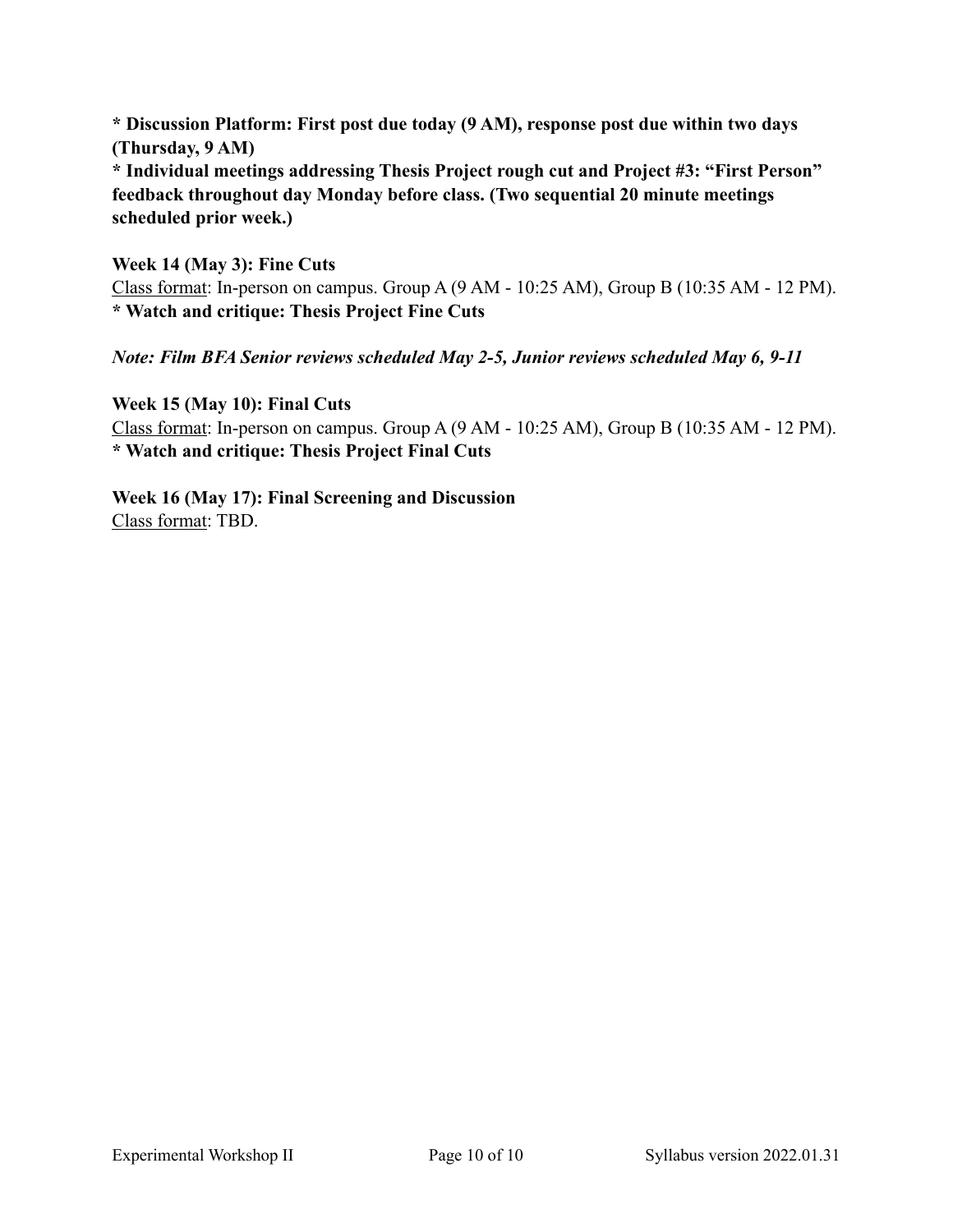**\* Discussion Platform: First post due today (9 AM), response post due within two days (Thursday, 9 AM)**
**\* Individual meetings addressing Thesis Project rough cut and Project #3: "First Person" feedback throughout day Monday before class. (Two sequential 20 minute meetings scheduled prior week.)**

**Week 14 (May 3): Fine Cuts**
Class format: In-person on campus. Group A (9 AM - 10:25 AM), Group B (10:35 AM - 12 PM).
**\* Watch and critique: Thesis Project Fine Cuts**

***Note: Film BFA Senior reviews scheduled May 2-5, Junior reviews scheduled May 6, 9-11***

**Week 15 (May 10): Final Cuts**
Class format: In-person on campus. Group A (9 AM - 10:25 AM), Group B (10:35 AM - 12 PM).
**\* Watch and critique: Thesis Project Final Cuts**

**Week 16 (May 17): Final Screening and Discussion**
Class format: TBD.